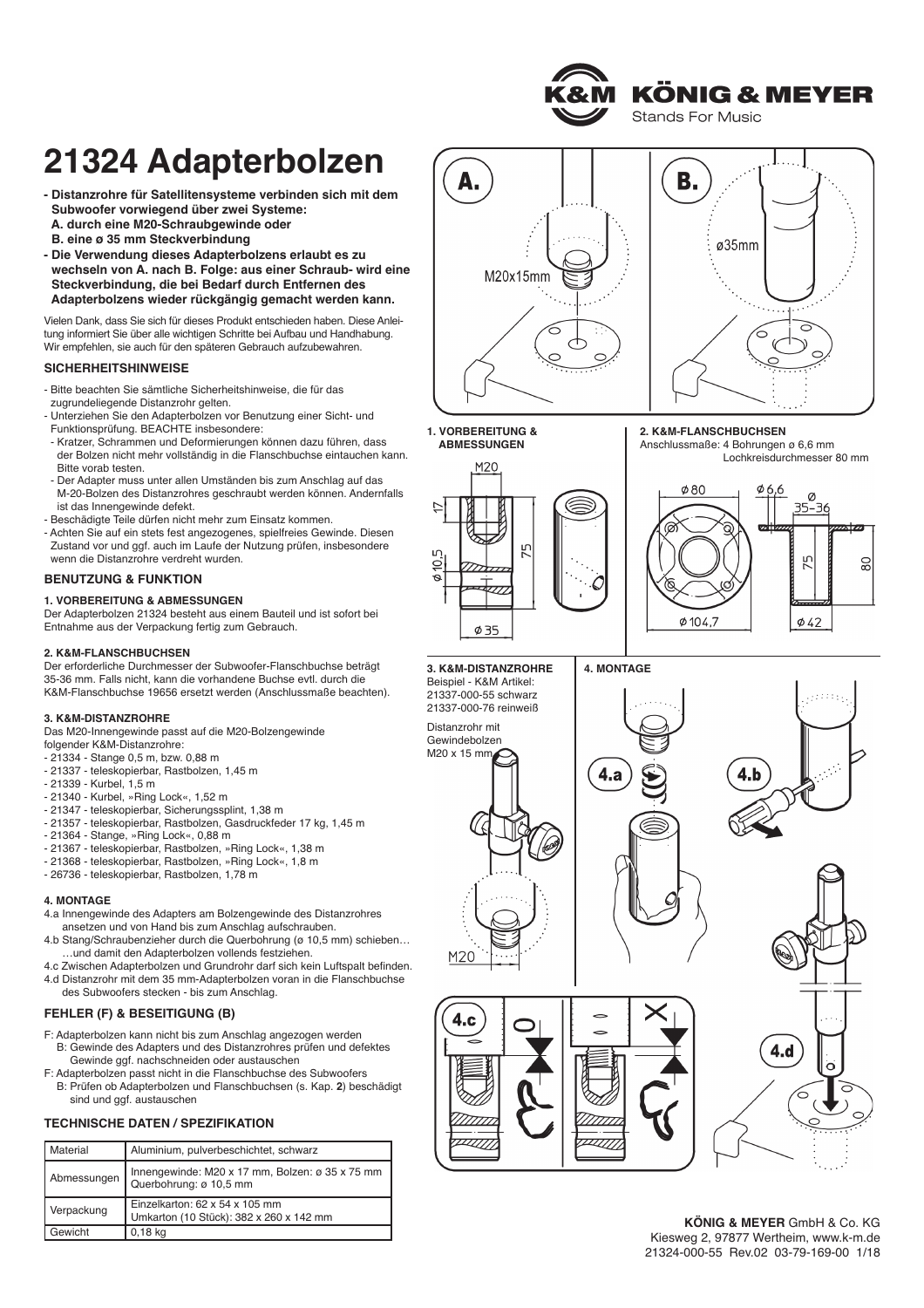# 21324 Adapterbolzen

- **Distanzrohre für Satellitensysteme verbinden sich mit dem Subwoofer vorwiegend über zwei Systeme:**
  **A. durch eine M20-Schraubgewinde oder**
  **B. eine ø 35 mm Steckverbindung**
- **Die Verwendung dieses Adapterbolzens erlaubt es zu wechseln von A. nach B. Folge: aus einer Schraub- wird eine Steckverbindung, die bei Bedarf durch Entfernen des Adapterbolzens wieder rückgängig gemacht werden kann.**

Vielen Dank, dass Sie sich für dieses Produkt entschieden haben. Diese Anleitung informiert Sie über alle wichtigen Schritte bei Aufbau und Handhabung. Wir empfehlen, sie auch für den späteren Gebrauch aufzubewahren.

## SICHERHEITSHINWEISE

- Bitte beachten Sie sämtliche Sicherheitshinweise, die für das zugrundeliegende Distanzrohr gelten.
- Unterziehen Sie den Adapterbolzen vor Benutzung einer Sicht- und Funktionsprüfung. BEACHTE insbesondere:
  - Kratzer, Schrammen und Deformierungen können dazu führen, dass der Bolzen nicht mehr vollständig in die Flanschbuchse eintauchen kann. Bitte vorab testen.
  - Der Adapter muss unter allen Umständen bis zum Anschlag auf das M-20-Bolzen des Distanzrohres geschraubt werden können. Andernfalls ist das Innengewinde defekt.
- Beschädigte Teile dürfen nicht mehr zum Einsatz kommen.
- Achten Sie auf ein stets fest angezogenes, spielfreies Gewinde. Diesen Zustand vor und ggf. auch im Laufe der Nutzung prüfen, insbesondere wenn die Distanzrohre verdreht wurden.

## BENUTZUNG & FUNKTION

### 1. VORBEREITUNG & ABMESSUNGEN

Der Adapterbolzen 21324 besteht aus einem Bauteil und ist sofort bei Entnahme aus der Verpackung fertig zum Gebrauch.

### 2. K&M-FLANSCHBUCHSEN

Der erforderliche Durchmesser der Subwoofer-Flanschbuchse beträgt 35-36 mm. Falls nicht, kann die vorhandene Buchse evtl. durch die K&M-Flanschbuchse 19656 ersetzt werden (Anschlussmaße beachten).

### 3. K&M-DISTANZROHRE

Das M20-Innengewinde passt auf die M20-Bolzengewinde folgender K&M-Distanzrohre:

- 21334 - Stange 0,5 m, bzw. 0,88 m
- 21337 - teleskopierbar, Rastbolzen, 1,45 m
- 21339 - Kurbel, 1,5 m
- 21340 - Kurbel, »Ring Lock«, 1,52 m
- 21347 - teleskopierbar, Sicherungssplint, 1,38 m
- 21357 - teleskopierbar, Rastbolzen, Gasdruckfeder 17 kg, 1,45 m
- 21364 - Stange, »Ring Lock«, 0,88 m
- 21367 - teleskopierbar, Rastbolzen, »Ring Lock«, 1,38 m
- 21368 - teleskopierbar, Rastbolzen, »Ring Lock«, 1,8 m
- 26736 - teleskopierbar, Rastbolzen, 1,78 m

### 4. MONTAGE

4.a Innengewinde des Adapters am Bolzengewinde des Distanzrohres ansetzen und von Hand bis zum Anschlag aufschrauben.
4.b Stang/Schraubenzieher durch die Querbohrung (ø 10,5 mm) schieben… …und damit den Adapterbolzen vollends festziehen.
4.c Zwischen Adapterbolzen und Grundrohr darf sich kein Luftspalt befinden.
4.d Distanzrohr mit dem 35 mm-Adapterbolzen voran in die Flanschbuchse des Subwoofers stecken - bis zum Anschlag.

## FEHLER (F) & BESEITIGUNG (B)

F: Adapterbolzen kann nicht bis zum Anschlag angezogen werden
 B: Gewinde des Adapters und des Distanzrohres prüfen und defektes Gewinde ggf. nachschneiden oder austauschen
F: Adapterbolzen passt nicht in die Flanschbuchse des Subwoofers
 B: Prüfen ob Adapterbolzen und Flanschbuchsen (s. Kap. **2**) beschädigt sind und ggf. austauschen

## TECHNISCHE DATEN / SPEZIFIKATION

| Material | Aluminium, pulverbeschichtet, schwarz |
|---|---|
| Abmessungen | Innengewinde: M20 x 17 mm, Bolzen: ø 35 x 75 mm Querbohrung: ø 10,5 mm |
| Verpackung | Einzelkarton: 62 x 54 x 105 mm Umkarton (10 Stück): 382 x 260 x 142 mm |
| Gewicht | 0,18 kg |

A. M20x15mm

B. ø35mm

**1. VORBEREITUNG & ABMESSUNGEN**

**2. K&M-FLANSCHBUCHSEN**
Anschlussmaße: 4 Bohrungen ø 6,6 mm
Lochkreisdurchmesser 80 mm

**3. K&M-DISTANZROHRE**
Beispiel - K&M Artikel:
21337-000-55 schwarz
21337-000-76 reinweiß

Distanzrohr mit Gewindebolzen M20 x 15 mm

**4. MONTAGE**

**KÖNIG & MEYER** GmbH & Co. KG
Kiesweg 2, 97877 Wertheim, www.k-m.de
21324-000-55 Rev.02 03-79-169-00 1/18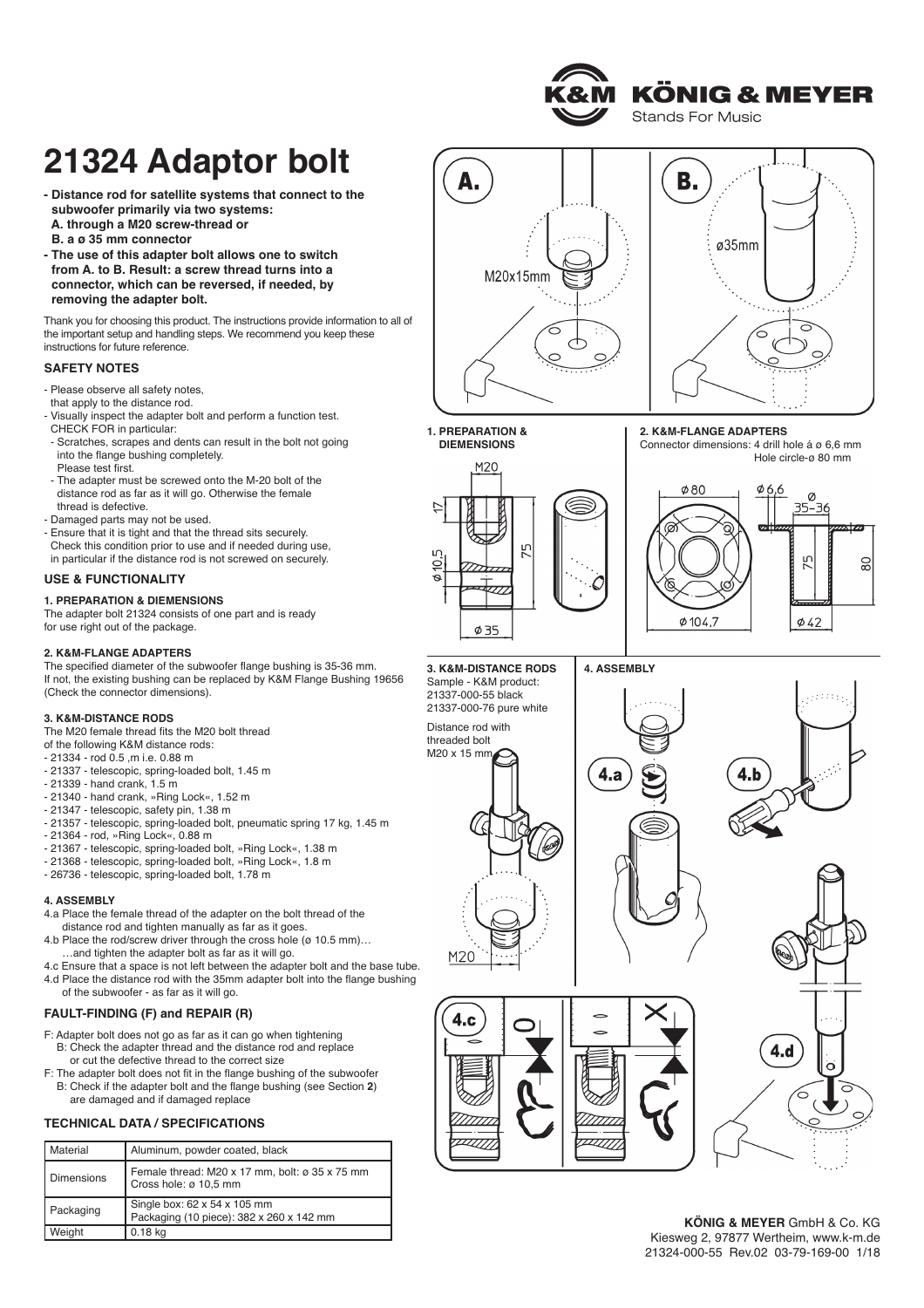# 21324 Adaptor bolt

**- Distance rod for satellite systems that connect to the subwoofer primarily via two systems:**
**A. through a M20 screw-thread or**
**B. a ø 35 mm connector**
**- The use of this adapter bolt allows one to switch from A. to B. Result: a screw thread turns into a connector, which can be reversed, if needed, by removing the adapter bolt.**

Thank you for choosing this product. The instructions provide information to all of the important setup and handling steps. We recommend you keep these instructions for future reference.

## SAFETY NOTES

- Please observe all safety notes, that apply to the distance rod.
- Visually inspect the adapter bolt and perform a function test. CHECK FOR in particular:
  - Scratches, scrapes and dents can result in the bolt not going into the flange bushing completely. Please test first.
  - The adapter must be screwed onto the M-20 bolt of the distance rod as far as it will go. Otherwise the female thread is defective.
- Damaged parts may not be used.
- Ensure that it is tight and that the thread sits securely. Check this condition prior to use and if needed during use, in particular if the distance rod is not screwed on securely.

## USE & FUNCTIONALITY

### 1. PREPARATION & DIEMENSIONS

The adapter bolt 21324 consists of one part and is ready for use right out of the package.

### 2. K&M-FLANGE ADAPTERS

The specified diameter of the subwoofer flange bushing is 35-36 mm. If not, the existing bushing can be replaced by K&M Flange Bushing 19656 (Check the connector dimensions).

### 3. K&M-DISTANCE RODS

The M20 female thread fits the M20 bolt thread of the following K&M distance rods:
- 21334 - rod 0.5 ,m i.e. 0.88 m
- 21337 - telescopic, spring-loaded bolt, 1.45 m
- 21339 - hand crank, 1.5 m
- 21340 - hand crank, »Ring Lock«, 1.52 m
- 21347 - telescopic, safety pin, 1.38 m
- 21357 - telescopic, spring-loaded bolt, pneumatic spring 17 kg, 1.45 m
- 21364 - rod, »Ring Lock«, 0.88 m
- 21367 - telescopic, spring-loaded bolt, »Ring Lock«, 1.38 m
- 21368 - telescopic, spring-loaded bolt, »Ring Lock«, 1.8 m
- 26736 - telescopic, spring-loaded bolt, 1.78 m

### 4. ASSEMBLY

4.a Place the female thread of the adapter on the bolt thread of the distance rod and tighten manually as far as it goes.
4.b Place the rod/screw driver through the cross hole (ø 10.5 mm)… …and tighten the adapter bolt as far as it will go.
4.c Ensure that a space is not left between the adapter bolt and the base tube.
4.d Place the distance rod with the 35mm adapter bolt into the flange bushing of the subwoofer - as far as it will go.

## FAULT-FINDING (F) and REPAIR (R)

F: Adapter bolt does not go as far as it can go when tightening
B: Check the adapter thread and the distance rod and replace or cut the defective thread to the correct size
F: The adapter bolt does not fit in the flange bushing of the subwoofer
B: Check if the adapter bolt and the flange bushing (see Section **2**) are damaged and if damaged replace

## TECHNICAL DATA / SPECIFICATIONS

| | |
|---|---|
| Material | Aluminum, powder coated, black |
| Dimensions | Female thread: M20 x 17 mm, bolt: ø 35 x 75 mm<br>Cross hole: ø 10,5 mm |
| Packaging | Single box: 62 x 54 x 105 mm<br>Packaging (10 piece): 382 x 260 x 142 mm |
| Weight | 0.18 kg |

A.
M20x15mm

B.
ø35mm

**1. PREPARATION & DIEMENSIONS**

M20
17
75
ø10,5
ø35

**2. K&M-FLANGE ADAPTERS**
Connector dimensions: 4 drill hole á ø 6,6 mm
Hole circle-ø 80 mm

ø80
ø6,6
ø 35-36
75
80
ø104,7
ø42

**3. K&M-DISTANCE RODS**
Sample - K&M product:
21337-000-55 black
21337-000-76 pure white

Distance rod with threaded bolt M20 x 15 mm

M20

**4. ASSEMBLY**

4.a
4.b
4.c
4.d

**KÖNIG & MEYER** GmbH & Co. KG
Kiesweg 2, 97877 Wertheim, www.k-m.de
21324-000-55 Rev.02 03-79-169-00 1/18